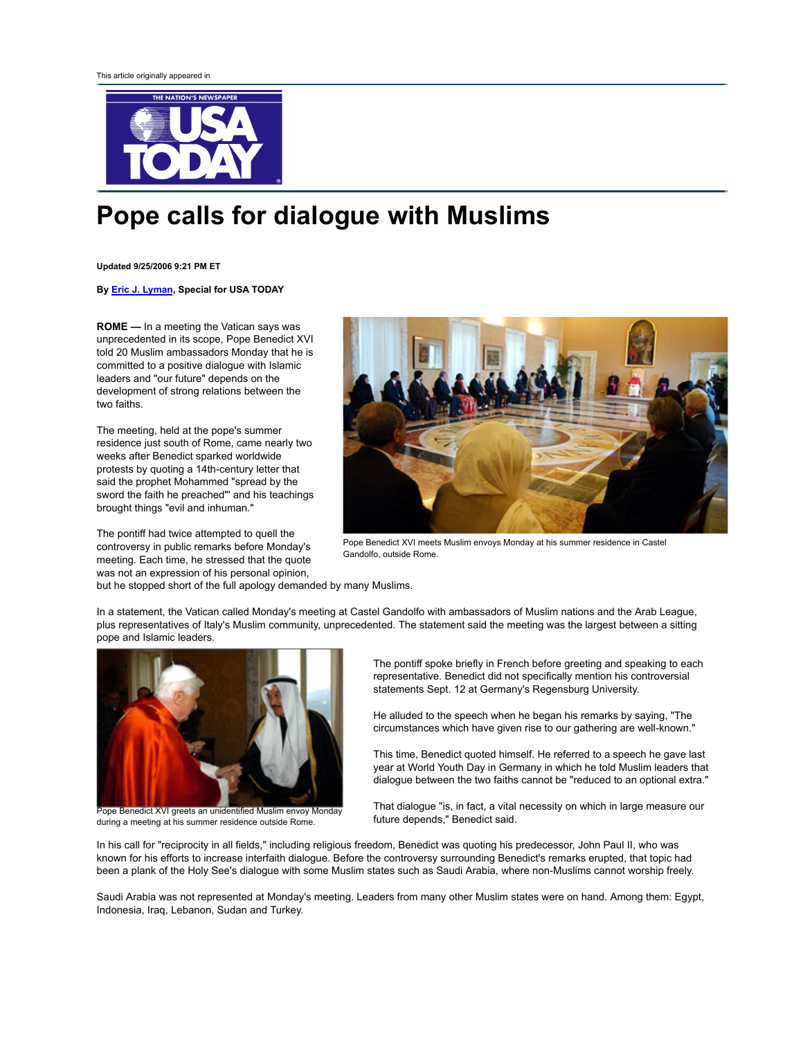This article originally appeared in

USA TODAY

# Pope calls for dialogue with Muslims

**Updated 9/25/2006 9:21 PM ET**

**By Eric J. Lyman, Special for USA TODAY**

**ROME —** In a meeting the Vatican says was unprecedented in its scope, Pope Benedict XVI told 20 Muslim ambassadors Monday that he is committed to a positive dialogue with Islamic leaders and "our future" depends on the development of strong relations between the two faiths.

The meeting, held at the pope's summer residence just south of Rome, came nearly two weeks after Benedict sparked worldwide protests by quoting a 14th-century letter that said the prophet Mohammed "spread by the sword the faith he preached"' and his teachings brought things "evil and inhuman."

The pontiff had twice attempted to quell the controversy in public remarks before Monday's meeting. Each time, he stressed that the quote was not an expression of his personal opinion, but he stopped short of the full apology demanded by many Muslims.

Pope Benedict XVI meets Muslim envoys Monday at his summer residence in Castel Gandolfo, outside Rome.

In a statement, the Vatican called Monday's meeting at Castel Gandolfo with ambassadors of Muslim nations and the Arab League, plus representatives of Italy's Muslim community, unprecedented. The statement said the meeting was the largest between a sitting pope and Islamic leaders.

Pope Benedict XVI greets an unidentified Muslim envoy Monday during a meeting at his summer residence outside Rome.

The pontiff spoke briefly in French before greeting and speaking to each representative. Benedict did not specifically mention his controversial statements Sept. 12 at Germany's Regensburg University.

He alluded to the speech when he began his remarks by saying, "The circumstances which have given rise to our gathering are well-known."

This time, Benedict quoted himself. He referred to a speech he gave last year at World Youth Day in Germany in which he told Muslim leaders that dialogue between the two faiths cannot be "reduced to an optional extra."

That dialogue "is, in fact, a vital necessity on which in large measure our future depends," Benedict said.

In his call for "reciprocity in all fields," including religious freedom, Benedict was quoting his predecessor, John Paul II, who was known for his efforts to increase interfaith dialogue. Before the controversy surrounding Benedict's remarks erupted, that topic had been a plank of the Holy See's dialogue with some Muslim states such as Saudi Arabia, where non-Muslims cannot worship freely.

Saudi Arabia was not represented at Monday's meeting. Leaders from many other Muslim states were on hand. Among them: Egypt, Indonesia, Iraq, Lebanon, Sudan and Turkey.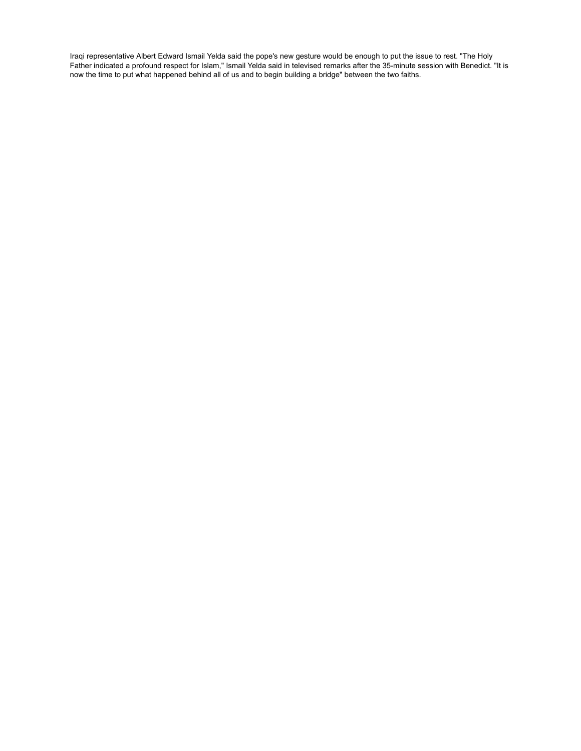Iraqi representative Albert Edward Ismail Yelda said the pope's new gesture would be enough to put the issue to rest. "The Holy Father indicated a profound respect for Islam," Ismail Yelda said in televised remarks after the 35-minute session with Benedict. "It is now the time to put what happened behind all of us and to begin building a bridge" between the two faiths.